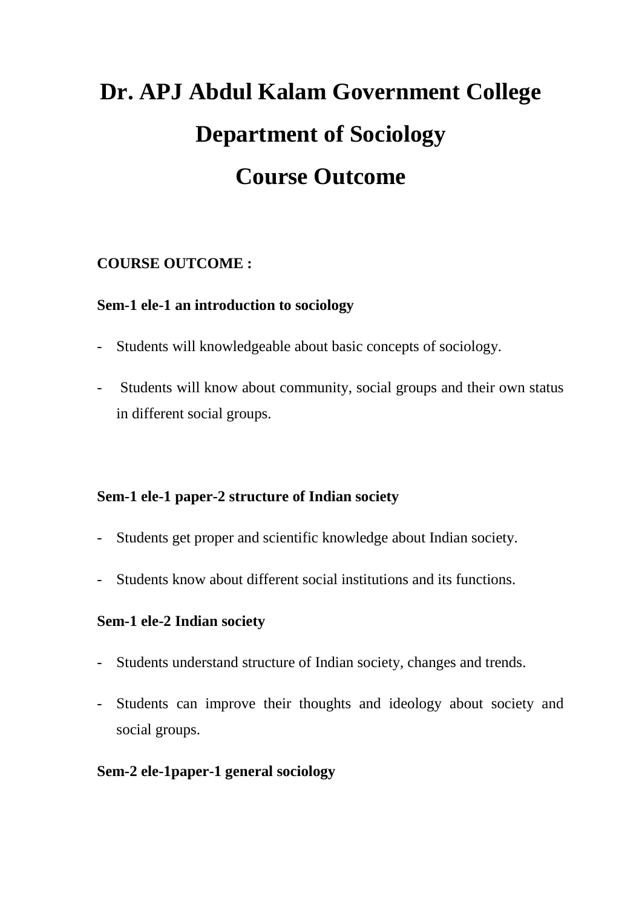# Dr. APJ Abdul Kalam Government College

# Department of Sociology

# Course Outcome

**COURSE OUTCOME :**

**Sem-1 ele-1 an introduction to sociology**

- Students will knowledgeable about basic concepts of sociology.
- Students will know about community, social groups and their own status in different social groups.

**Sem-1 ele-1 paper-2 structure of Indian society**

- Students get proper and scientific knowledge about Indian society.
- Students know about different social institutions and its functions.

**Sem-1 ele-2 Indian society**

- Students understand structure of Indian society, changes and trends.
- Students can improve their thoughts and ideology about society and social groups.

**Sem-2 ele-1paper-1 general sociology**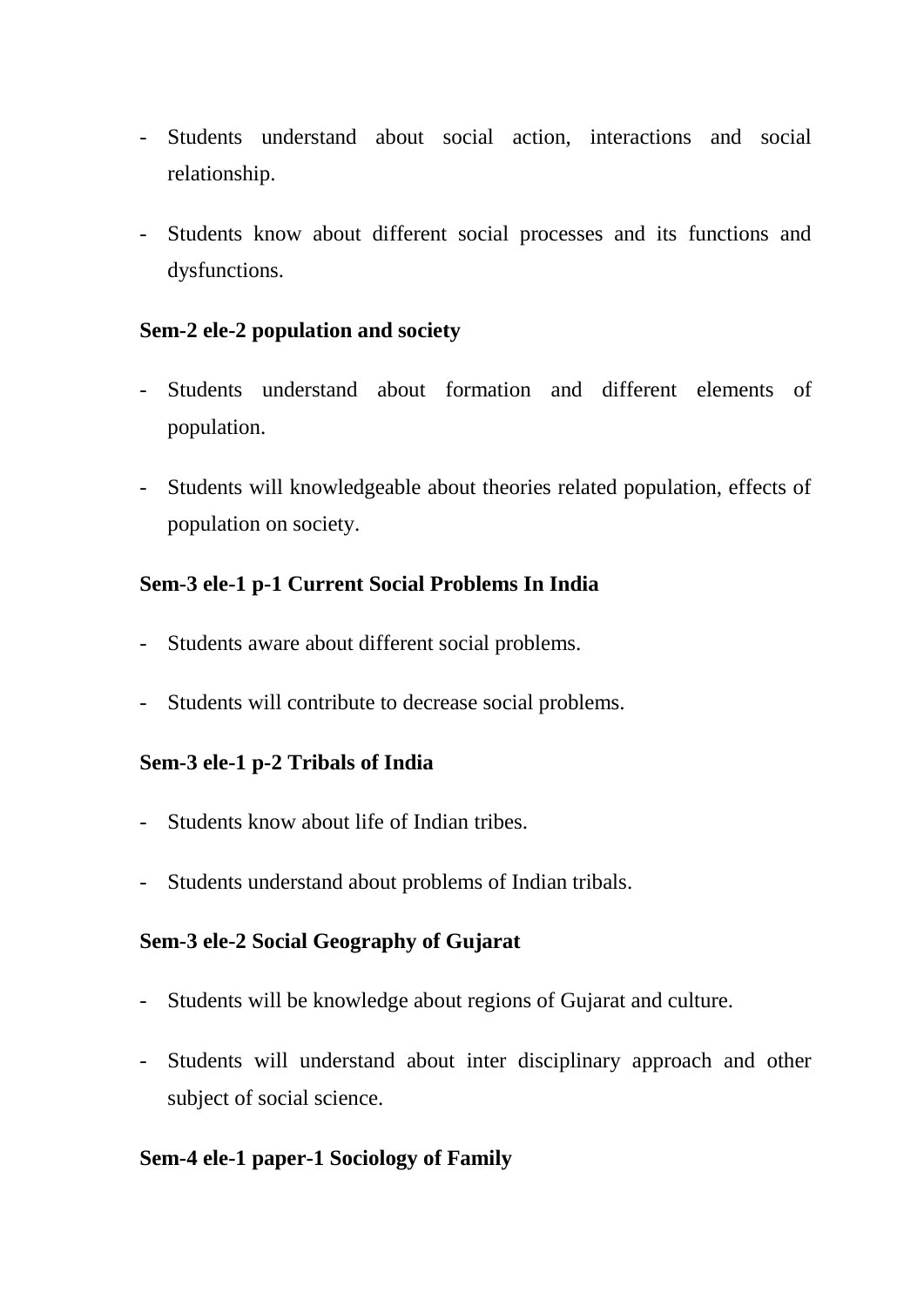- Students understand about social action, interactions and social relationship.
- Students know about different social processes and its functions and dysfunctions.

**Sem-2 ele-2 population and society**

- Students understand about formation and different elements of population.
- Students will knowledgeable about theories related population, effects of population on society.

**Sem-3 ele-1 p-1 Current Social Problems In India**

- Students aware about different social problems.
- Students will contribute to decrease social problems.

**Sem-3 ele-1 p-2 Tribals of India**

- Students know about life of Indian tribes.
- Students understand about problems of Indian tribals.

**Sem-3 ele-2 Social Geography of Gujarat**

- Students will be knowledge about regions of Gujarat and culture.
- Students will understand about inter disciplinary approach and other subject of social science.

**Sem-4 ele-1 paper-1 Sociology of Family**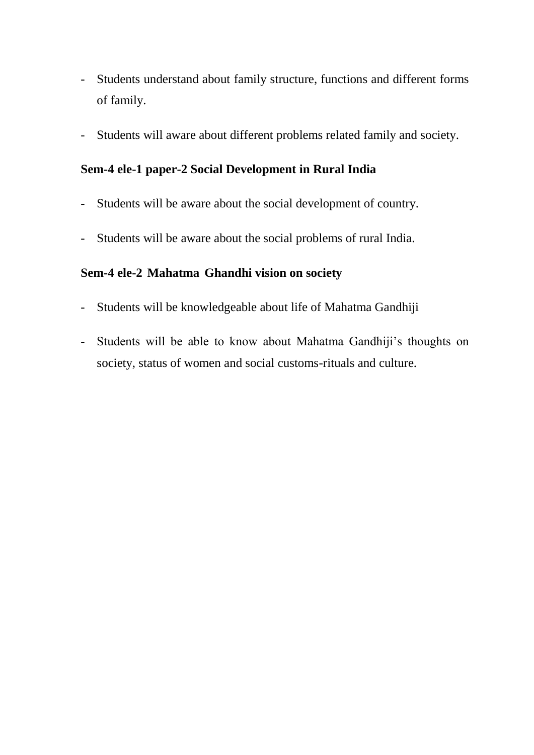- Students understand about family structure, functions and different forms of family.
- Students will aware about different problems related family and society.

**Sem-4 ele-1 paper-2 Social Development in Rural India**

- Students will be aware about the social development of country.
- Students will be aware about the social problems of rural India.

**Sem-4 ele-2 Mahatma Ghandhi vision on society**

- Students will be knowledgeable about life of Mahatma Gandhiji
- Students will be able to know about Mahatma Gandhiji's thoughts on society, status of women and social customs-rituals and culture.